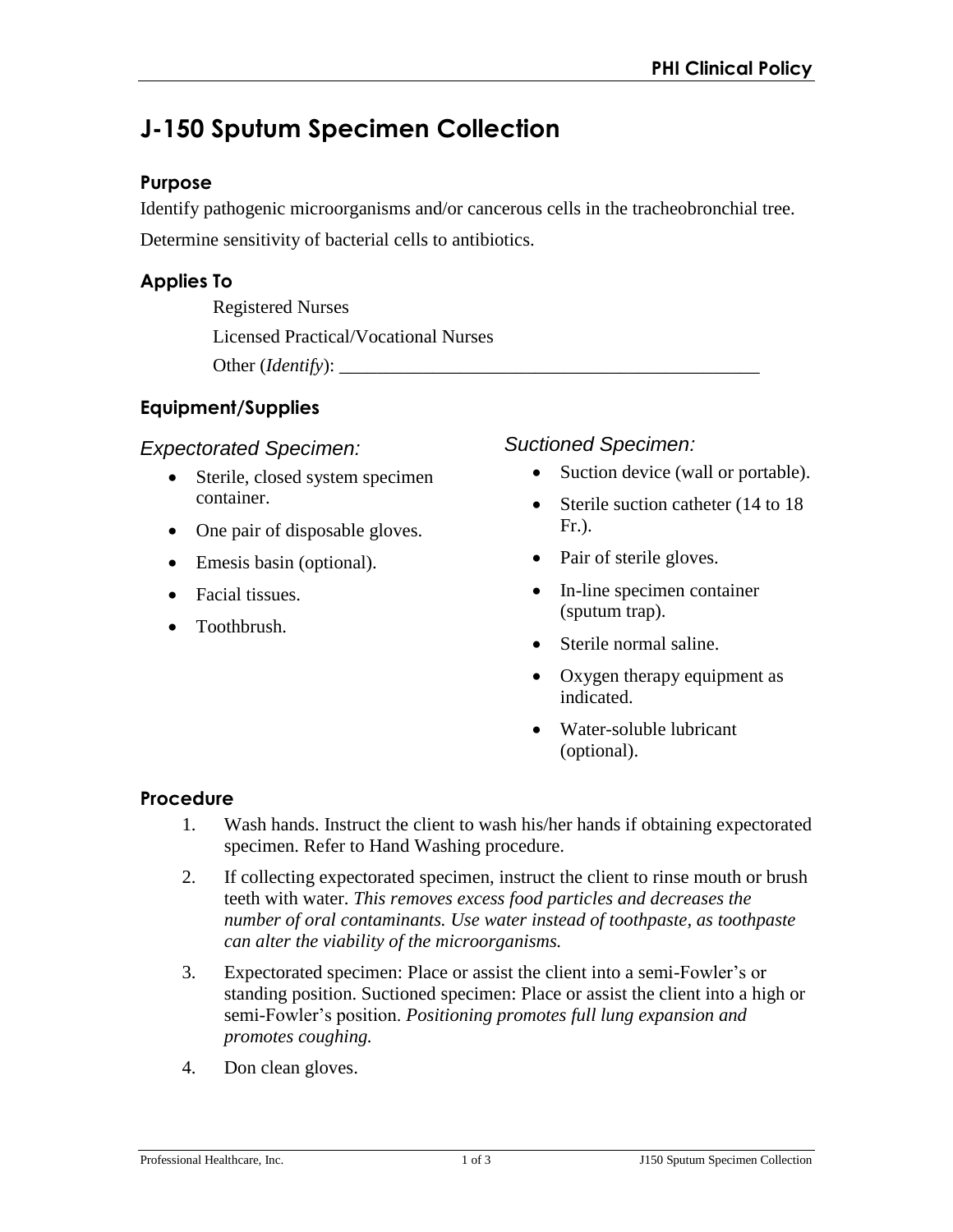# J-150 Sputum Specimen Collection

## Purpose

Identify pathogenic microorganisms and/or cancerous cells in the tracheobronchial tree.

Determine sensitivity of bacterial cells to antibiotics.

## Applies To

Registered Nurses

Licensed Practical/Vocational Nurses

Other (*Identify*): _____________________________________________

## Equipment/Supplies

### *Expectorated Specimen:*

- Sterile, closed system specimen container.
- One pair of disposable gloves.
- Emesis basin (optional).
- Facial tissues.
- Toothbrush.

### *Suctioned Specimen:*

- Suction device (wall or portable).
- Sterile suction catheter (14 to 18 Fr.).
- Pair of sterile gloves.
- In-line specimen container (sputum trap).
- Sterile normal saline.
- Oxygen therapy equipment as indicated.
- Water-soluble lubricant (optional).

## Procedure

1. Wash hands. Instruct the client to wash his/her hands if obtaining expectorated specimen. Refer to Hand Washing procedure.
2. If collecting expectorated specimen, instruct the client to rinse mouth or brush teeth with water. *This removes excess food particles and decreases the number of oral contaminants. Use water instead of toothpaste, as toothpaste can alter the viability of the microorganisms.*
3. Expectorated specimen: Place or assist the client into a semi-Fowler's or standing position. Suctioned specimen: Place or assist the client into a high or semi-Fowler's position. *Positioning promotes full lung expansion and promotes coughing.*
4. Don clean gloves.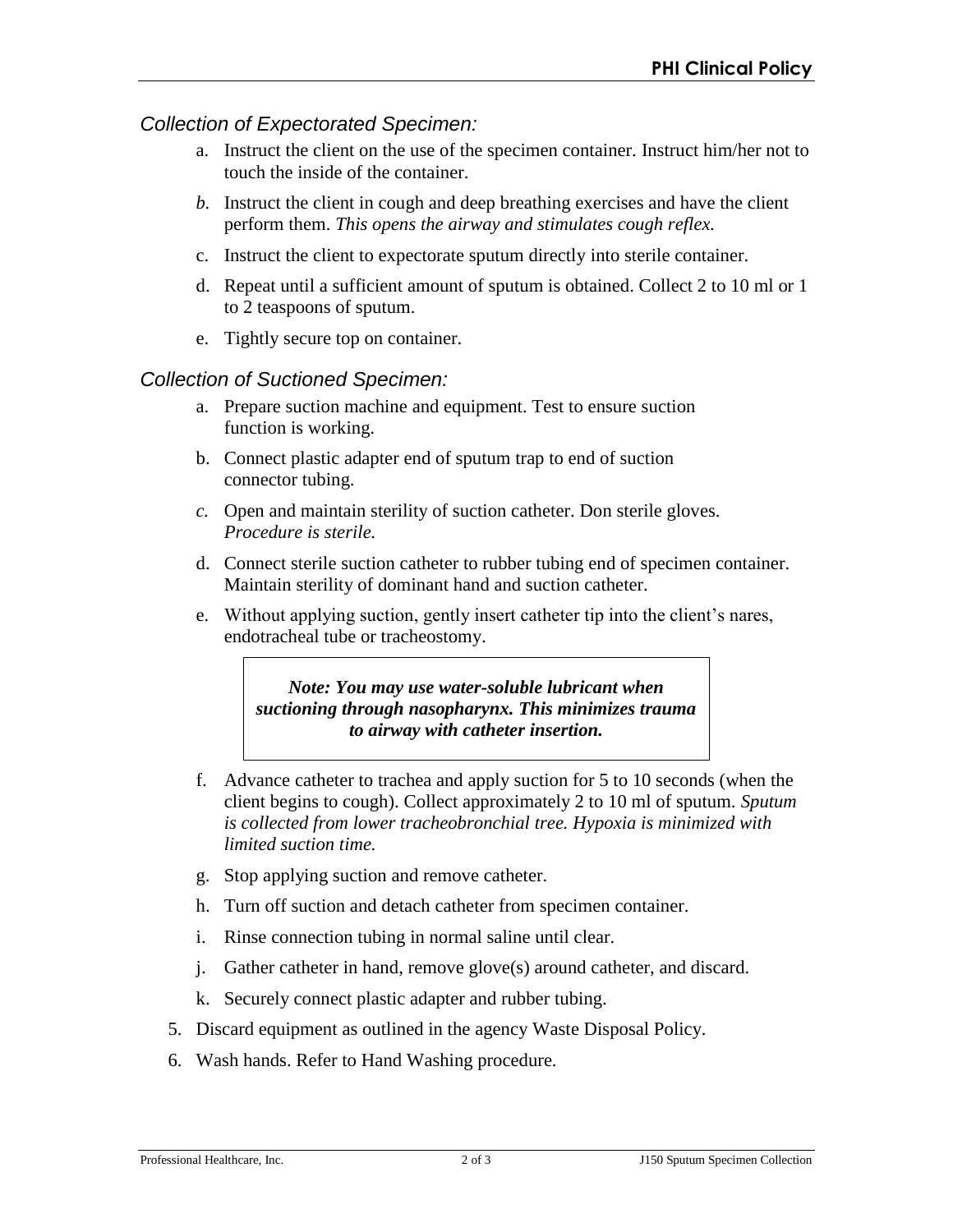### *Collection of Expectorated Specimen:*

a. Instruct the client on the use of the specimen container. Instruct him/her not to touch the inside of the container.

*b.* Instruct the client in cough and deep breathing exercises and have the client perform them. *This opens the airway and stimulates cough reflex.*

c. Instruct the client to expectorate sputum directly into sterile container.

d. Repeat until a sufficient amount of sputum is obtained. Collect 2 to 10 ml or 1 to 2 teaspoons of sputum.

e. Tightly secure top on container.

### *Collection of Suctioned Specimen:*

a. Prepare suction machine and equipment. Test to ensure suction function is working.

b. Connect plastic adapter end of sputum trap to end of suction connector tubing.

*c.* Open and maintain sterility of suction catheter. Don sterile gloves. *Procedure is sterile.*

d. Connect sterile suction catheter to rubber tubing end of specimen container. Maintain sterility of dominant hand and suction catheter.

e. Without applying suction, gently insert catheter tip into the client's nares, endotracheal tube or tracheostomy.

> ***Note: You may use water-soluble lubricant when suctioning through nasopharynx. This minimizes trauma to airway with catheter insertion.***

f. Advance catheter to trachea and apply suction for 5 to 10 seconds (when the client begins to cough). Collect approximately 2 to 10 ml of sputum. *Sputum is collected from lower tracheobronchial tree. Hypoxia is minimized with limited suction time.*

g. Stop applying suction and remove catheter.

h. Turn off suction and detach catheter from specimen container.

i. Rinse connection tubing in normal saline until clear.

j. Gather catheter in hand, remove glove(s) around catheter, and discard.

k. Securely connect plastic adapter and rubber tubing.

5. Discard equipment as outlined in the agency Waste Disposal Policy.
6. Wash hands. Refer to Hand Washing procedure.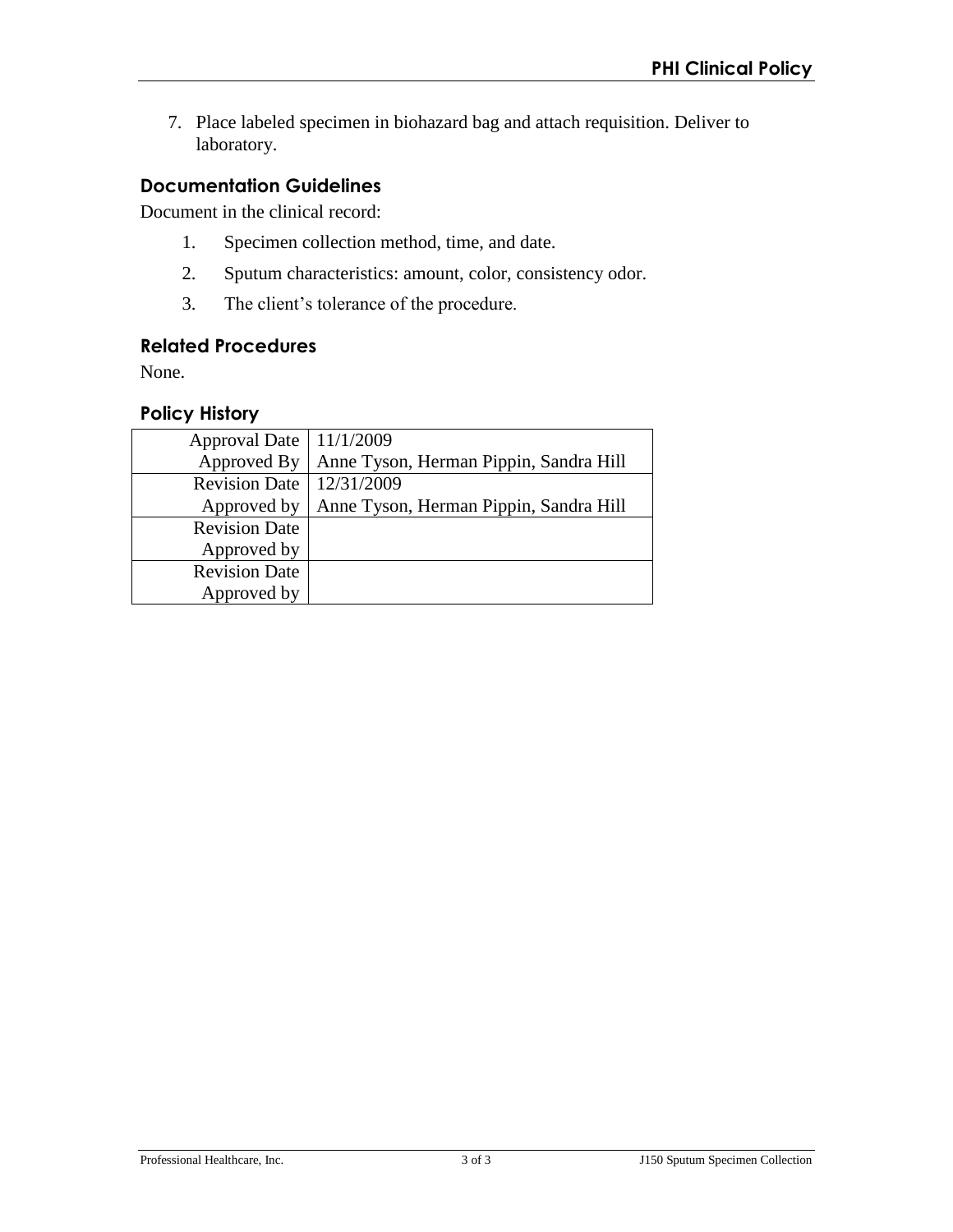7. Place labeled specimen in biohazard bag and attach requisition. Deliver to laboratory.

## Documentation Guidelines

Document in the clinical record:

1. Specimen collection method, time, and date.
2. Sputum characteristics: amount, color, consistency odor.
3. The client's tolerance of the procedure.

## Related Procedures

None.

## Policy History

| | |
|---|---|
| Approval Date | 11/1/2009 |
| Approved By | Anne Tyson, Herman Pippin, Sandra Hill |
| Revision Date | 12/31/2009 |
| Approved by | Anne Tyson, Herman Pippin, Sandra Hill |
| Revision Date | |
| Approved by | |
| Revision Date | |
| Approved by | |